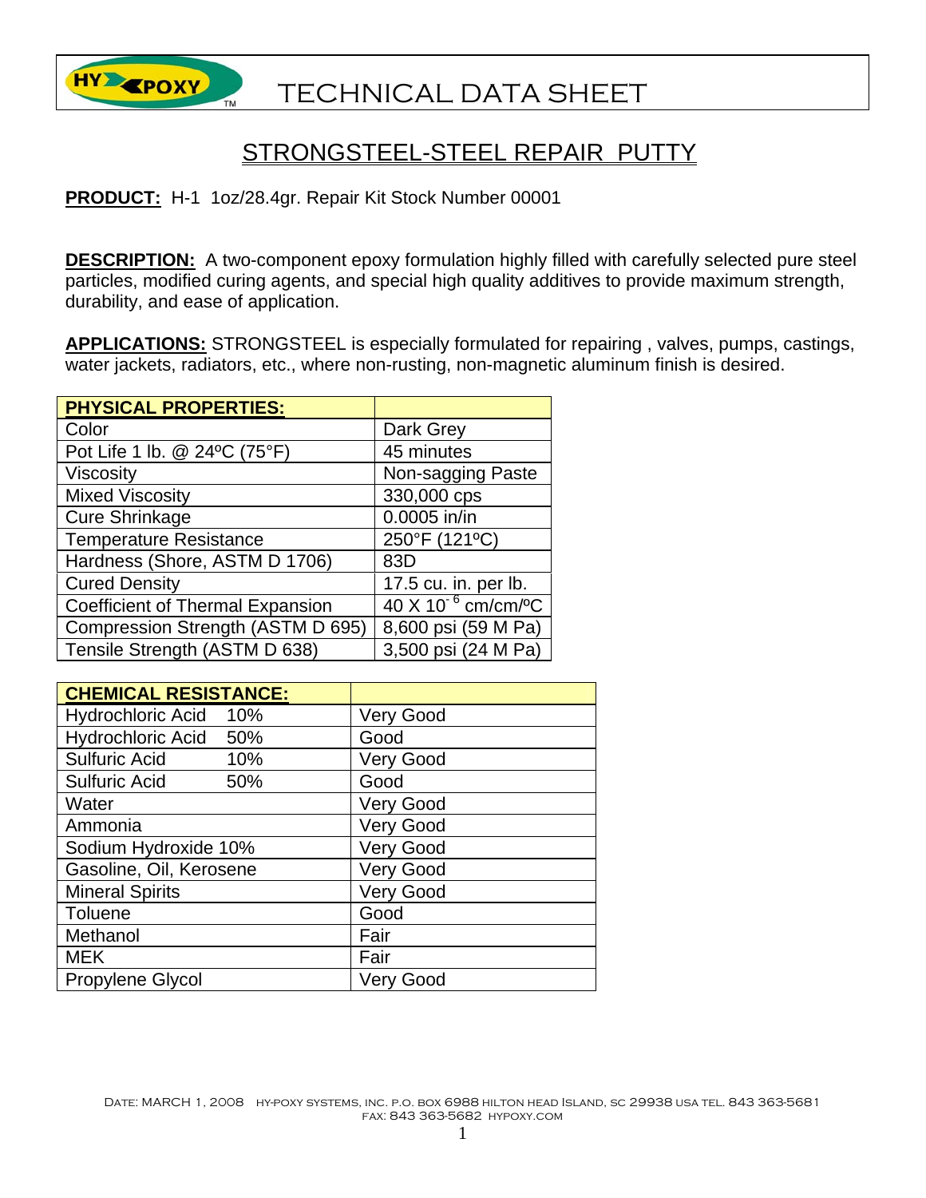# TECHNICAL DATA SHEET

## STRONGSTEEL-STEEL REPAIR PUTTY

**PRODUCT:** H-1 1oz/28.4gr. Repair Kit Stock Number 00001

**DESCRIPTION:** A two-component epoxy formulation highly filled with carefully selected pure steel particles, modified curing agents, and special high quality additives to provide maximum strength, durability, and ease of application.

**APPLICATIONS:** STRONGSTEEL is especially formulated for repairing , valves, pumps, castings, water jackets, radiators, etc., where non-rusting, non-magnetic aluminum finish is desired.

| PHYSICAL PROPERTIES: | |
|---|---|
| Color | Dark Grey |
| Pot Life 1 lb. @ 24ºC (75°F) | 45 minutes |
| Viscosity | Non-sagging Paste |
| Mixed Viscosity | 330,000 cps |
| Cure Shrinkage | 0.0005 in/in |
| Temperature Resistance | 250°F (121ºC) |
| Hardness (Shore, ASTM D 1706) | 83D |
| Cured Density | 17.5 cu. in. per lb. |
| Coefficient of Thermal Expansion | 40 X $10^{-6}$ cm/cm/ºC |
| Compression Strength (ASTM D 695) | 8,600 psi (59 M Pa) |
| Tensile Strength (ASTM D 638) | 3,500 psi (24 M Pa) |

| CHEMICAL RESISTANCE: | |
|---|---|
| Hydrochloric Acid 10% | Very Good |
| Hydrochloric Acid 50% | Good |
| Sulfuric Acid 10% | Very Good |
| Sulfuric Acid 50% | Good |
| Water | Very Good |
| Ammonia | Very Good |
| Sodium Hydroxide 10% | Very Good |
| Gasoline, Oil, Kerosene | Very Good |
| Mineral Spirits | Very Good |
| Toluene | Good |
| Methanol | Fair |
| MEK | Fair |
| Propylene Glycol | Very Good |

DATE: MARCH 1, 2008 HY-POXY SYSTEMS, INC. P.O. BOX 6988 HILTON HEAD ISLAND, SC 29938 USA TEL. 843 363-5681 FAX: 843 363-5682 HYPOXY.COM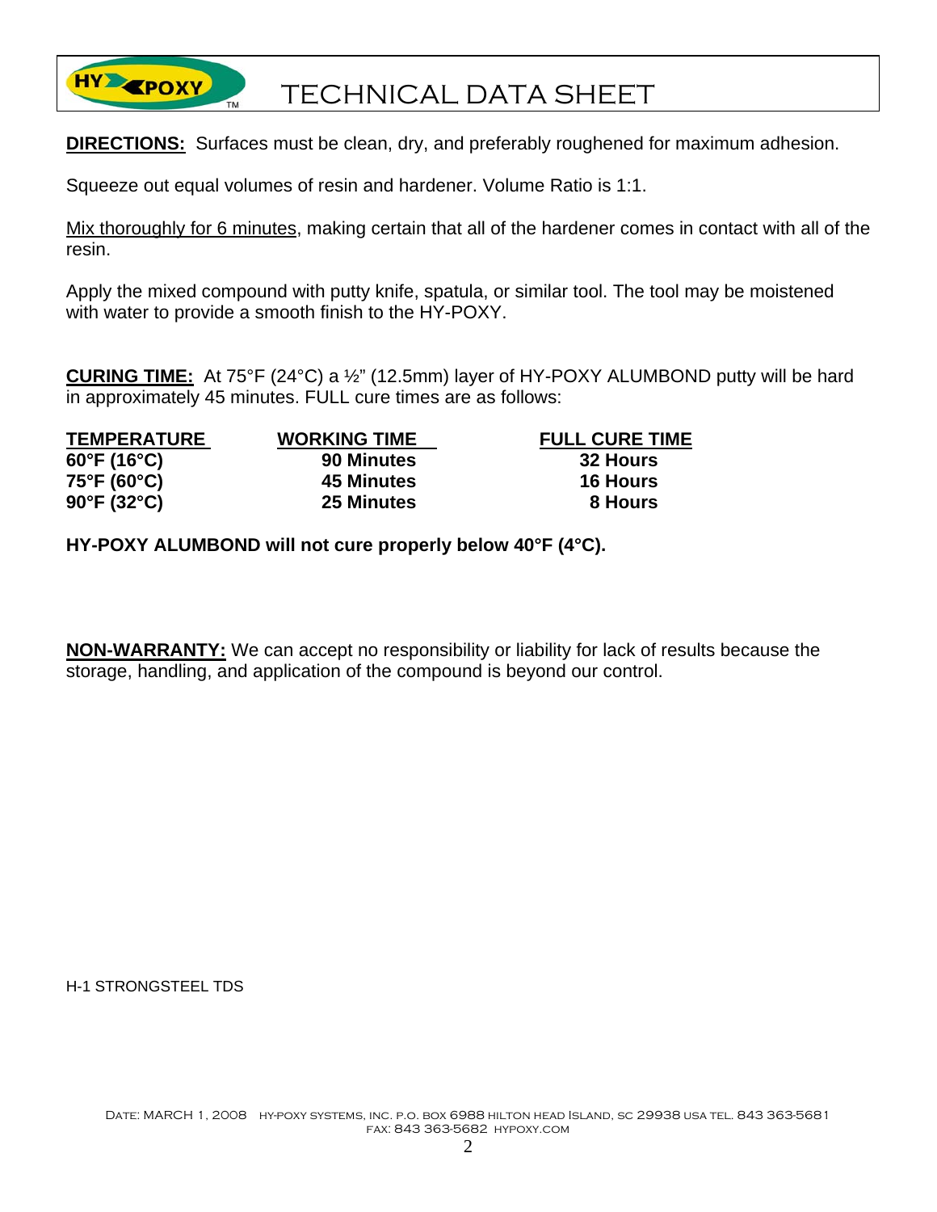# TECHNICAL DATA SHEET

**DIRECTIONS:** Surfaces must be clean, dry, and preferably roughened for maximum adhesion.

Squeeze out equal volumes of resin and hardener. Volume Ratio is 1:1.

Mix thoroughly for 6 minutes, making certain that all of the hardener comes in contact with all of the resin.

Apply the mixed compound with putty knife, spatula, or similar tool. The tool may be moistened with water to provide a smooth finish to the HY-POXY.

**CURING TIME:** At 75°F (24°C) a ½" (12.5mm) layer of HY-POXY ALUMBOND putty will be hard in approximately 45 minutes. FULL cure times are as follows:

| TEMPERATURE | WORKING TIME | FULL CURE TIME |
| --- | --- | --- |
| **60°F (16°C)** | **90 Minutes** | **32 Hours** |
| **75°F (60°C)** | **45 Minutes** | **16 Hours** |
| **90°F (32°C)** | **25 Minutes** | **8 Hours** |

**HY-POXY ALUMBOND will not cure properly below 40°F (4°C).**

**NON-WARRANTY:** We can accept no responsibility or liability for lack of results because the storage, handling, and application of the compound is beyond our control.

H-1 STRONGSTEEL TDS

DATE: MARCH 1, 2008 HY-POXY SYSTEMS, INC. P.O. BOX 6988 HILTON HEAD ISLAND, SC 29938 USA TEL. 843 363-5681 FAX: 843 363-5682 HYPOXY.COM